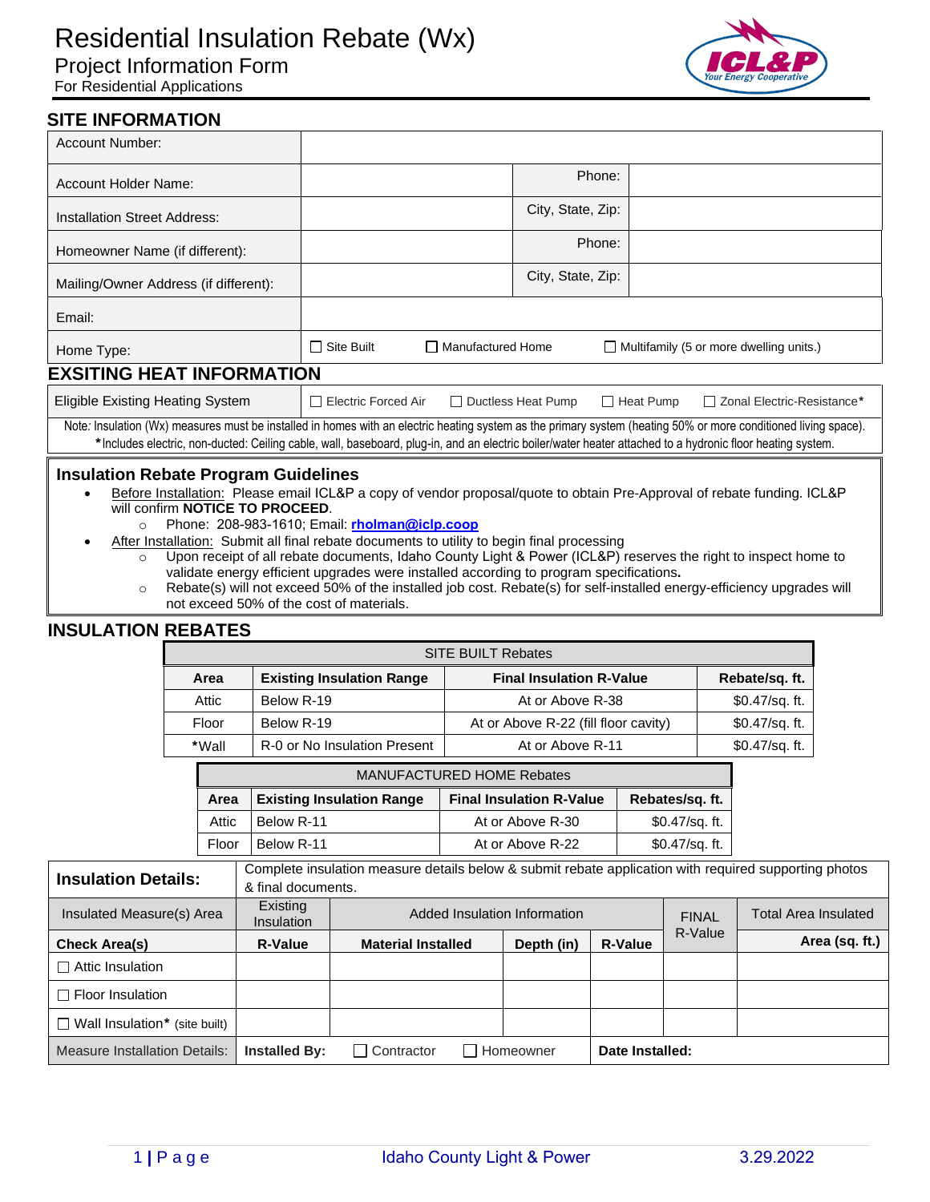# Residential Insulation Rebate (Wx)

## Project Information Form

For Residential Applications

## SITE INFORMATION

| | | | |
|---|---|---|---|
| Account Number: | | | |
| Account Holder Name: | | Phone: | |
| Installation Street Address: | | City, State, Zip: | |
| Homeowner Name (if different): | | Phone: | |
| Mailing/Owner Address (if different): | | City, State, Zip: | |
| Email: | | | |
| Home Type: | ☐ Site Built ☐ Manufactured Home ☐ Multifamily (5 or more dwelling units.) | | |

## EXSITING HEAT INFORMATION

| | |
|---|---|
| Eligible Existing Heating System | ☐ Electric Forced Air ☐ Ductless Heat Pump ☐ Heat Pump ☐ Zonal Electric-Resistance* |

Note: Insulation (Wx) measures must be installed in homes with an electric heating system as the primary system (heating 50% or more conditioned living space).
*Includes electric, non-ducted: Ceiling cable, wall, baseboard, plug-in, and an electric boiler/water heater attached to a hydronic floor heating system.

### Insulation Rebate Program Guidelines

- Before Installation: Please email ICL&P a copy of vendor proposal/quote to obtain Pre-Approval of rebate funding. ICL&P will confirm **NOTICE TO PROCEED**.
  - Phone: 208-983-1610; Email: **rholman@iclp.coop**
- After Installation: Submit all final rebate documents to utility to begin final processing
  - Upon receipt of all rebate documents, Idaho County Light & Power (ICL&P) reserves the right to inspect home to validate energy efficient upgrades were installed according to program specifications.
  - Rebate(s) will not exceed 50% of the installed job cost. Rebate(s) for self-installed energy-efficiency upgrades will not exceed 50% of the cost of materials.

## INSULATION REBATES

| SITE BUILT Rebates | | | |
|---|---|---|---|
| **Area** | **Existing Insulation Range** | **Final Insulation R-Value** | **Rebate/sq. ft.** |
| Attic | Below R-19 | At or Above R-38 | $0.47/sq. ft. |
| Floor | Below R-19 | At or Above R-22 (fill floor cavity) | $0.47/sq. ft. |
| *Wall | R-0 or No Insulation Present | At or Above R-11 | $0.47/sq. ft. |

| MANUFACTURED HOME Rebates | | | |
|---|---|---|---|
| **Area** | **Existing Insulation Range** | **Final Insulation R-Value** | **Rebates/sq. ft.** |
| Attic | Below R-11 | At or Above R-30 | $0.47/sq. ft. |
| Floor | Below R-11 | At or Above R-22 | $0.47/sq. ft. |

| **Insulation Details:** | Complete insulation measure details below & submit rebate application with required supporting photos & final documents. | | | | | |
|---|---|---|---|---|---|---|
| Insulated Measure(s) Area | Existing Insulation | Added Insulation Information | | | FINAL R-Value | Total Area Insulated |
| **Check Area(s)** | **R-Value** | **Material Installed** | **Depth (in)** | **R-Value** | | **Area (sq. ft.)** |
| ☐ Attic Insulation | | | | | | |
| ☐ Floor Insulation | | | | | | |
| ☐ Wall Insulation* (site built) | | | | | | |
| Measure Installation Details: | **Installed By:** ☐ Contractor ☐ Homeowner | | | **Date Installed:** | | |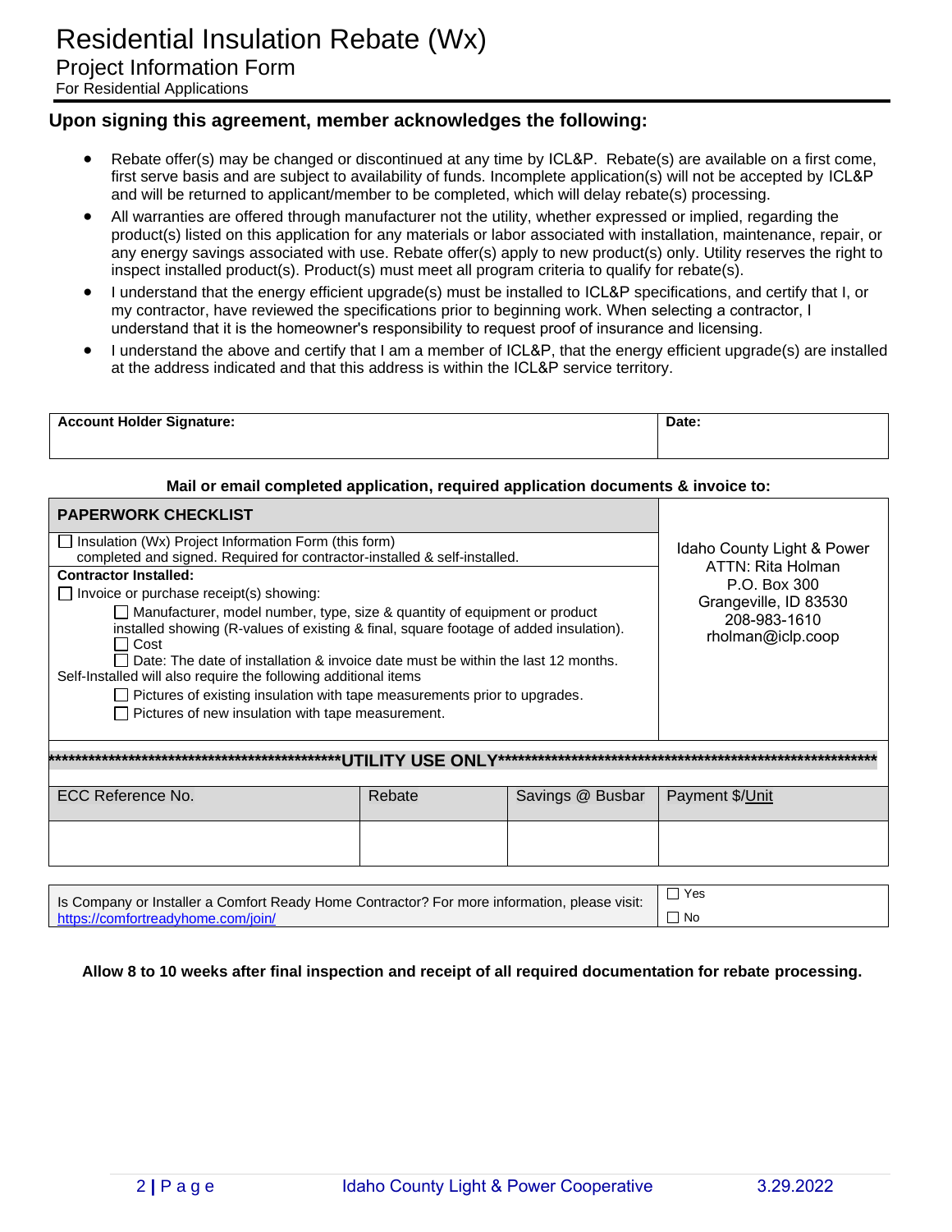# Residential Insulation Rebate (Wx)

## Project Information Form

For Residential Applications

### Upon signing this agreement, member acknowledges the following:

- Rebate offer(s) may be changed or discontinued at any time by ICL&P. Rebate(s) are available on a first come, first serve basis and are subject to availability of funds. Incomplete application(s) will not be accepted by ICL&P and will be returned to applicant/member to be completed, which will delay rebate(s) processing.
- All warranties are offered through manufacturer not the utility, whether expressed or implied, regarding the product(s) listed on this application for any materials or labor associated with installation, maintenance, repair, or any energy savings associated with use. Rebate offer(s) apply to new product(s) only. Utility reserves the right to inspect installed product(s). Product(s) must meet all program criteria to qualify for rebate(s).
- I understand that the energy efficient upgrade(s) must be installed to ICL&P specifications, and certify that I, or my contractor, have reviewed the specifications prior to beginning work. When selecting a contractor, I understand that it is the homeowner's responsibility to request proof of insurance and licensing.
- I understand the above and certify that I am a member of ICL&P, that the energy efficient upgrade(s) are installed at the address indicated and that this address is within the ICL&P service territory.

| **Account Holder Signature:** | **Date:** |
|---|---|
| | |

**Mail or email completed application, required application documents & invoice to:**

| **PAPERWORK CHECKLIST** | |
|---|---|
| ☐ Insulation (Wx) Project Information Form (this form) completed and signed. Required for contractor-installed & self-installed. | Idaho County Light & Power<br>ATTN: Rita Holman<br>P.O. Box 300<br>Grangeville, ID 83530<br>208-983-1610<br>rholman@iclp.coop |
| **Contractor Installed:**<br>☐ Invoice or purchase receipt(s) showing:<br>☐ Manufacturer, model number, type, size & quantity of equipment or product installed showing (R-values of existing & final, square footage of added insulation).<br>☐ Cost<br>☐ Date: The date of installation & invoice date must be within the last 12 months.<br>Self-Installed will also require the following additional items<br>☐ Pictures of existing insulation with tape measurements prior to upgrades.<br>☐ Pictures of new insulation with tape measurement. | |

**********************************************UTILITY USE ONLY*************************************************************

| ECC Reference No. | Rebate | Savings @ Busbar | Payment $/Unit |
|---|---|---|---|
| | | | |

| | |
|---|---|
| Is Company or Installer a Comfort Ready Home Contractor? For more information, please visit: https://comfortreadyhome.com/join/ | ☐ Yes<br>☐ No |

**Allow 8 to 10 weeks after final inspection and receipt of all required documentation for rebate processing.**